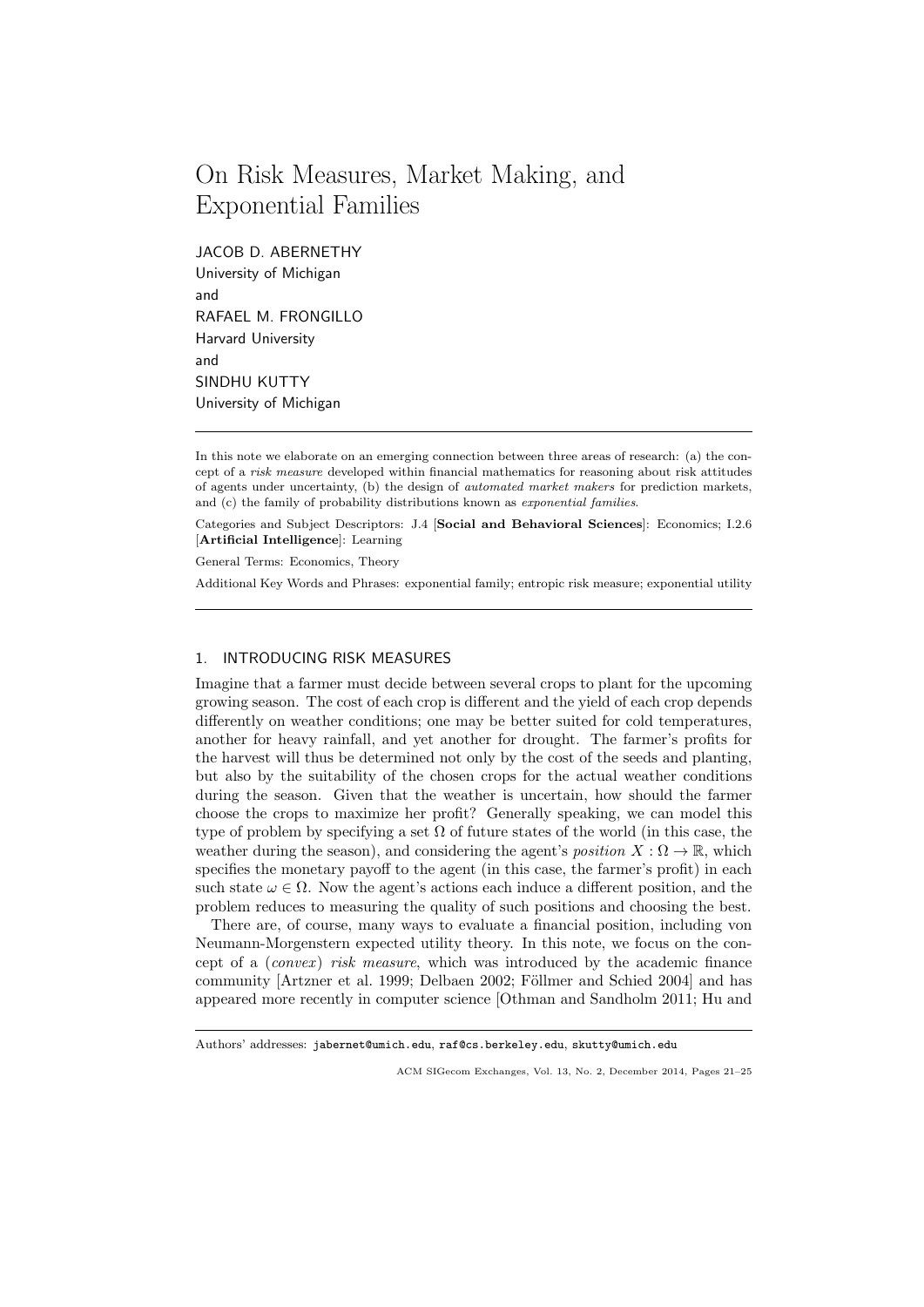# On Risk Measures, Market Making, and Exponential Families

JACOB D. ABERNETHY
University of Michigan
and
RAFAEL M. FRONGILLO
Harvard University
and
SINDHU KUTTY
University of Michigan

---

In this note we elaborate on an emerging connection between three areas of research: (a) the concept of a *risk measure* developed within financial mathematics for reasoning about risk attitudes of agents under uncertainty, (b) the design of *automated market makers* for prediction markets, and (c) the family of probability distributions known as *exponential families*.

Categories and Subject Descriptors: J.4 [**Social and Behavioral Sciences**]: Economics; I.2.6 [**Artificial Intelligence**]: Learning

General Terms: Economics, Theory

Additional Key Words and Phrases: exponential family; entropic risk measure; exponential utility

---

## 1. INTRODUCING RISK MEASURES

Imagine that a farmer must decide between several crops to plant for the upcoming growing season. The cost of each crop is different and the yield of each crop depends differently on weather conditions; one may be better suited for cold temperatures, another for heavy rainfall, and yet another for drought. The farmer's profits for the harvest will thus be determined not only by the cost of the seeds and planting, but also by the suitability of the chosen crops for the actual weather conditions during the season. Given that the weather is uncertain, how should the farmer choose the crops to maximize her profit? Generally speaking, we can model this type of problem by specifying a set $\Omega$ of future states of the world (in this case, the weather during the season), and considering the agent's *position* $X : \Omega \to \mathbb{R}$, which specifies the monetary payoff to the agent (in this case, the farmer's profit) in each such state $\omega \in \Omega$. Now the agent's actions each induce a different position, and the problem reduces to measuring the quality of such positions and choosing the best.

There are, of course, many ways to evaluate a financial position, including von Neumann-Morgenstern expected utility theory. In this note, we focus on the concept of a (*convex*) *risk measure*, which was introduced by the academic finance community [Artzner et al. 1999; Delbaen 2002; Föllmer and Schied 2004] and has appeared more recently in computer science [Othman and Sandholm 2011; Hu and

---

Authors' addresses: jabernet@umich.edu, raf@cs.berkeley.edu, skutty@umich.edu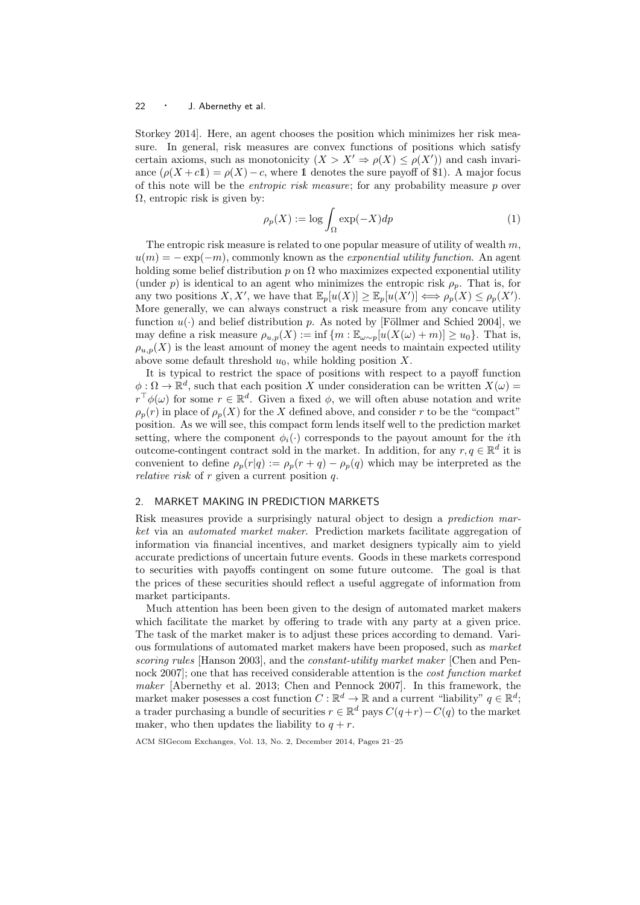Storkey 2014]. Here, an agent chooses the position which minimizes her risk measure. In general, risk measures are convex functions of positions which satisfy certain axioms, such as monotonicity ($X > X' \Rightarrow \rho(X) \leq \rho(X')$) and cash invariance ($\rho(X + c\mathbb{1}) = \rho(X) - c$, where $\mathbb{1}$ denotes the sure payoff of \$1). A major focus of this note will be the *entropic risk measure*; for any probability measure $p$ over $\Omega$, entropic risk is given by:

$$\rho_p(X) := \log \int_\Omega \exp(-X) dp \tag{1}$$

The entropic risk measure is related to one popular measure of utility of wealth $m$, $u(m) = -\exp(-m)$, commonly known as the *exponential utility function*. An agent holding some belief distribution $p$ on $\Omega$ who maximizes expected exponential utility (under $p$) is identical to an agent who minimizes the entropic risk $\rho_p$. That is, for any two positions $X, X'$, we have that $\mathbb{E}_p[u(X)] \geq \mathbb{E}_p[u(X')] \iff \rho_p(X) \leq \rho_p(X')$. More generally, we can always construct a risk measure from any concave utility function $u(\cdot)$ and belief distribution $p$. As noted by [Föllmer and Schied 2004], we may define a risk measure $\rho_{u,p}(X) := \inf\{m : \mathbb{E}_{\omega \sim p}[u(X(\omega) + m)] \geq u_0\}$. That is, $\rho_{u,p}(X)$ is the least amount of money the agent needs to maintain expected utility above some default threshold $u_0$, while holding position $X$.

It is typical to restrict the space of positions with respect to a payoff function $\phi : \Omega \to \mathbb{R}^d$, such that each position $X$ under consideration can be written $X(\omega) = r^\top \phi(\omega)$ for some $r \in \mathbb{R}^d$. Given a fixed $\phi$, we will often abuse notation and write $\rho_p(r)$ in place of $\rho_p(X)$ for the $X$ defined above, and consider $r$ to be the "compact" position. As we will see, this compact form lends itself well to the prediction market setting, where the component $\phi_i(\cdot)$ corresponds to the payout amount for the $i$th outcome-contingent contract sold in the market. In addition, for any $r, q \in \mathbb{R}^d$ it is convenient to define $\rho_p(r|q) := \rho_p(r + q) - \rho_p(q)$ which may be interpreted as the *relative risk* of $r$ given a current position $q$.

## 2. MARKET MAKING IN PREDICTION MARKETS

Risk measures provide a surprisingly natural object to design a *prediction market* via an *automated market maker*. Prediction markets facilitate aggregation of information via financial incentives, and market designers typically aim to yield accurate predictions of uncertain future events. Goods in these markets correspond to securities with payoffs contingent on some future outcome. The goal is that the prices of these securities should reflect a useful aggregate of information from market participants.

Much attention has been been given to the design of automated market makers which facilitate the market by offering to trade with any party at a given price. The task of the market maker is to adjust these prices according to demand. Various formulations of automated market makers have been proposed, such as *market scoring rules* [Hanson 2003], and the *constant-utility market maker* [Chen and Pennock 2007]; one that has received considerable attention is the *cost function market maker* [Abernethy et al. 2013; Chen and Pennock 2007]. In this framework, the market maker posesses a cost function $C : \mathbb{R}^d \to \mathbb{R}$ and a current "liability" $q \in \mathbb{R}^d$; a trader purchasing a bundle of securities $r \in \mathbb{R}^d$ pays $C(q+r) - C(q)$ to the market maker, who then updates the liability to $q + r$.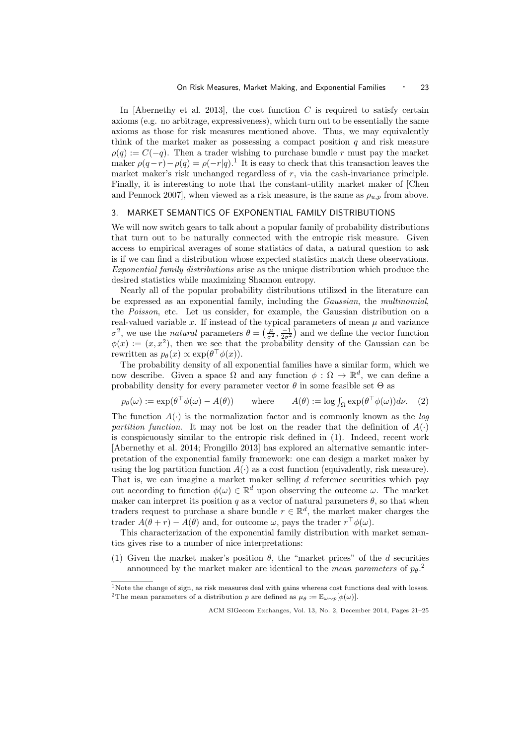In [Abernethy et al. 2013], the cost function $C$ is required to satisfy certain axioms (e.g. no arbitrage, expressiveness), which turn out to be essentially the same axioms as those for risk measures mentioned above. Thus, we may equivalently think of the market maker as possessing a compact position $q$ and risk measure $\rho(q) := C(-q)$. Then a trader wishing to purchase bundle $r$ must pay the market maker $\rho(q-r) - \rho(q) = \rho(-r|q)$.[1] It is easy to check that this transaction leaves the market maker's risk unchanged regardless of $r$, via the cash-invariance principle. Finally, it is interesting to note that the constant-utility market maker of [Chen and Pennock 2007], when viewed as a risk measure, is the same as $\rho_{u,p}$ from above.

## 3. MARKET SEMANTICS OF EXPONENTIAL FAMILY DISTRIBUTIONS

We will now switch gears to talk about a popular family of probability distributions that turn out to be naturally connected with the entropic risk measure. Given access to empirical averages of some statistics of data, a natural question to ask is if we can find a distribution whose expected statistics match these observations. *Exponential family distributions* arise as the unique distribution which produce the desired statistics while maximizing Shannon entropy.

Nearly all of the popular probability distributions utilized in the literature can be expressed as an exponential family, including the *Gaussian*, the *multinomial*, the *Poisson*, etc. Let us consider, for example, the Gaussian distribution on a real-valued variable $x$. If instead of the typical parameters of mean $\mu$ and variance $\sigma^2$, we use the *natural* parameters $\theta = \left(\frac{\mu}{\sigma^2}, \frac{-1}{2\sigma^2}\right)$ and we define the vector function $\phi(x) := (x, x^2)$, then we see that the probability density of the Gaussian can be rewritten as $p_\theta(x) \propto \exp(\theta^\top \phi(x))$.

The probability density of all exponential families have a similar form, which we now describe. Given a space $\Omega$ and any function $\phi : \Omega \to \mathbb{R}^d$, we can define a probability density for every parameter vector $\theta$ in some feasible set $\Theta$ as

$$p_\theta(\omega) := \exp(\theta^\top \phi(\omega) - A(\theta)) \qquad \text{where} \qquad A(\theta) := \log \textstyle\int_\Omega \exp(\theta^\top \phi(\omega)) d\nu. \quad (2)$$

The function $A(\cdot)$ is the normalization factor and is commonly known as the *log partition function*. It may not be lost on the reader that the definition of $A(\cdot)$ is conspicuously similar to the entropic risk defined in (1). Indeed, recent work [Abernethy et al. 2014; Frongillo 2013] has explored an alternative semantic interpretation of the exponential family framework: one can design a market maker by using the log partition function $A(\cdot)$ as a cost function (equivalently, risk measure). That is, we can imagine a market maker selling $d$ reference securities which pay out according to function $\phi(\omega) \in \mathbb{R}^d$ upon observing the outcome $\omega$. The market maker can interpret its position $q$ as a vector of natural parameters $\theta$, so that when traders request to purchase a share bundle $r \in \mathbb{R}^d$, the market maker charges the trader $A(\theta + r) - A(\theta)$ and, for outcome $\omega$, pays the trader $r^\top \phi(\omega)$.

This characterization of the exponential family distribution with market semantics gives rise to a number of nice interpretations:

(1) Given the market maker's position $\theta$, the "market prices" of the $d$ securities announced by the market maker are identical to the *mean parameters* of $p_\theta$.[2]

[1] Note the change of sign, as risk measures deal with gains whereas cost functions deal with losses.
[2] The mean parameters of a distribution $p$ are defined as $\mu_\theta := \mathbb{E}_{\omega \sim p}[\phi(\omega)]$.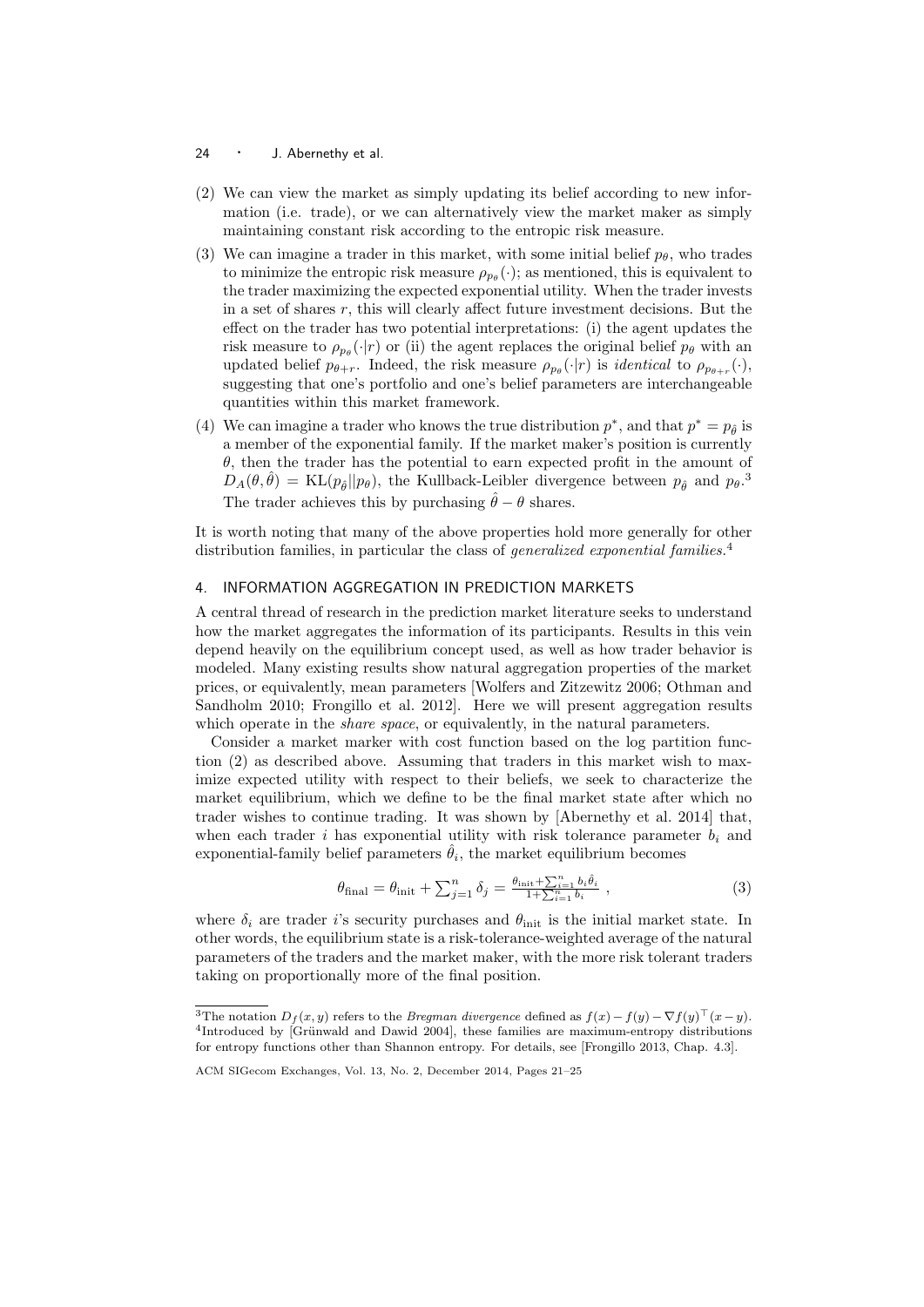(2) We can view the market as simply updating its belief according to new information (i.e. trade), or we can alternatively view the market maker as simply maintaining constant risk according to the entropic risk measure.

(3) We can imagine a trader in this market, with some initial belief $p_\theta$, who trades to minimize the entropic risk measure $\rho_{p_\theta}(\cdot)$; as mentioned, this is equivalent to the trader maximizing the expected exponential utility. When the trader invests in a set of shares $r$, this will clearly affect future investment decisions. But the effect on the trader has two potential interpretations: (i) the agent updates the risk measure to $\rho_{p_\theta}(\cdot|r)$ or (ii) the agent replaces the original belief $p_\theta$ with an updated belief $p_{\theta+r}$. Indeed, the risk measure $\rho_{p_\theta}(\cdot|r)$ is *identical* to $\rho_{p_{\theta+r}}(\cdot)$, suggesting that one's portfolio and one's belief parameters are interchangeable quantities within this market framework.

(4) We can imagine a trader who knows the true distribution $p^*$, and that $p^* = p_{\hat{\theta}}$ is a member of the exponential family. If the market maker's position is currently $\theta$, then the trader has the potential to earn expected profit in the amount of $D_A(\theta, \hat{\theta}) = \mathrm{KL}(p_{\hat{\theta}} || p_\theta)$, the Kullback-Leibler divergence between $p_{\hat{\theta}}$ and $p_\theta$.[3] The trader achieves this by purchasing $\hat{\theta} - \theta$ shares.

It is worth noting that many of the above properties hold more generally for other distribution families, in particular the class of *generalized exponential families*.[4]

## 4. INFORMATION AGGREGATION IN PREDICTION MARKETS

A central thread of research in the prediction market literature seeks to understand how the market aggregates the information of its participants. Results in this vein depend heavily on the equilibrium concept used, as well as how trader behavior is modeled. Many existing results show natural aggregation properties of the market prices, or equivalently, mean parameters [Wolfers and Zitzewitz 2006; Othman and Sandholm 2010; Frongillo et al. 2012]. Here we will present aggregation results which operate in the *share space*, or equivalently, in the natural parameters.

Consider a market marker with cost function based on the log partition function (2) as described above. Assuming that traders in this market wish to maximize expected utility with respect to their beliefs, we seek to characterize the market equilibrium, which we define to be the final market state after which no trader wishes to continue trading. It was shown by [Abernethy et al. 2014] that, when each trader $i$ has exponential utility with risk tolerance parameter $b_i$ and exponential-family belief parameters $\hat{\theta}_i$, the market equilibrium becomes

$$\theta_{\text{final}} = \theta_{\text{init}} + \textstyle\sum_{j=1}^{n} \delta_j = \frac{\theta_{\text{init}} + \sum_{i=1}^{n} b_i \hat{\theta}_i}{1 + \sum_{i=1}^{n} b_i} \ , \tag{3}$$

where $\delta_i$ are trader $i$'s security purchases and $\theta_{\text{init}}$ is the initial market state. In other words, the equilibrium state is a risk-tolerance-weighted average of the natural parameters of the traders and the market maker, with the more risk tolerant traders taking on proportionally more of the final position.

[3] The notation $D_f(x, y)$ refers to the *Bregman divergence* defined as $f(x) - f(y) - \nabla f(y)^\top (x - y)$.

[4] Introduced by [Grünwald and Dawid 2004], these families are maximum-entropy distributions for entropy functions other than Shannon entropy. For details, see [Frongillo 2013, Chap. 4.3].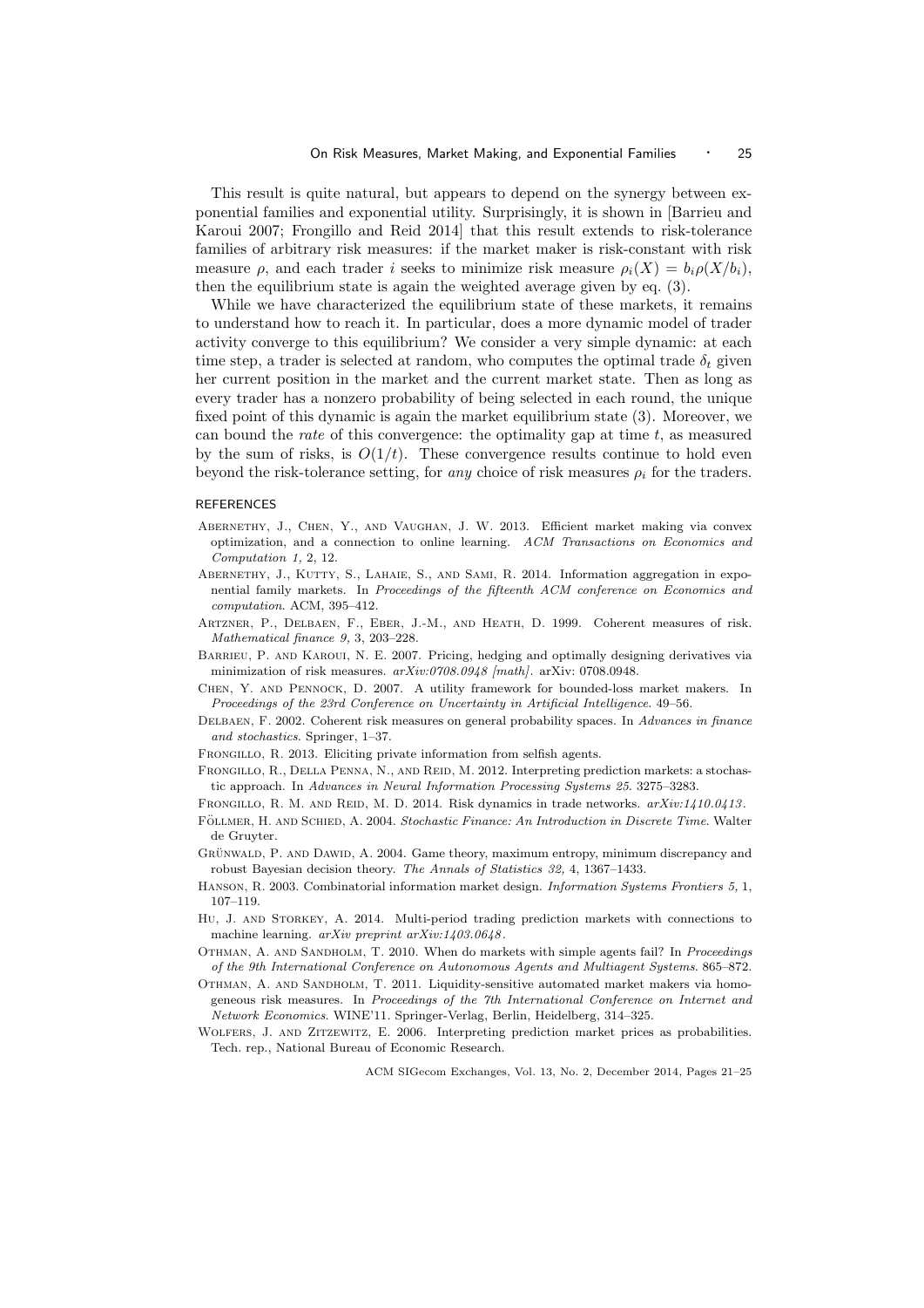This result is quite natural, but appears to depend on the synergy between exponential families and exponential utility. Surprisingly, it is shown in [Barrieu and Karoui 2007; Frongillo and Reid 2014] that this result extends to risk-tolerance families of arbitrary risk measures: if the market maker is risk-constant with risk measure $\rho$, and each trader $i$ seeks to minimize risk measure $\rho_i(X) = b_i\rho(X/b_i)$, then the equilibrium state is again the weighted average given by eq. (3).

While we have characterized the equilibrium state of these markets, it remains to understand how to reach it. In particular, does a more dynamic model of trader activity converge to this equilibrium? We consider a very simple dynamic: at each time step, a trader is selected at random, who computes the optimal trade $\delta_t$ given her current position in the market and the current market state. Then as long as every trader has a nonzero probability of being selected in each round, the unique fixed point of this dynamic is again the market equilibrium state (3). Moreover, we can bound the *rate* of this convergence: the optimality gap at time $t$, as measured by the sum of risks, is $O(1/t)$. These convergence results continue to hold even beyond the risk-tolerance setting, for *any* choice of risk measures $\rho_i$ for the traders.

## REFERENCES

Abernethy, J., Chen, Y., and Vaughan, J. W. 2013. Efficient market making via convex optimization, and a connection to online learning. *ACM Transactions on Economics and Computation 1,* 2, 12.

Abernethy, J., Kutty, S., Lahaie, S., and Sami, R. 2014. Information aggregation in exponential family markets. In *Proceedings of the fifteenth ACM conference on Economics and computation*. ACM, 395–412.

Artzner, P., Delbaen, F., Eber, J.-M., and Heath, D. 1999. Coherent measures of risk. *Mathematical finance 9,* 3, 203–228.

Barrieu, P. and Karoui, N. E. 2007. Pricing, hedging and optimally designing derivatives via minimization of risk measures. *arXiv:0708.0948 [math]*. arXiv: 0708.0948.

Chen, Y. and Pennock, D. 2007. A utility framework for bounded-loss market makers. In *Proceedings of the 23rd Conference on Uncertainty in Artificial Intelligence*. 49–56.

Delbaen, F. 2002. Coherent risk measures on general probability spaces. In *Advances in finance and stochastics*. Springer, 1–37.

Frongillo, R. 2013. Eliciting private information from selfish agents.

Frongillo, R., Della Penna, N., and Reid, M. 2012. Interpreting prediction markets: a stochastic approach. In *Advances in Neural Information Processing Systems 25*. 3275–3283.

Frongillo, R. M. and Reid, M. D. 2014. Risk dynamics in trade networks. *arXiv:1410.0413*.

Föllmer, H. and Schied, A. 2004. *Stochastic Finance: An Introduction in Discrete Time*. Walter de Gruyter.

Grünwald, P. and Dawid, A. 2004. Game theory, maximum entropy, minimum discrepancy and robust Bayesian decision theory. *The Annals of Statistics 32,* 4, 1367–1433.

Hanson, R. 2003. Combinatorial information market design. *Information Systems Frontiers 5,* 1, 107–119.

Hu, J. and Storkey, A. 2014. Multi-period trading prediction markets with connections to machine learning. *arXiv preprint arXiv:1403.0648*.

Othman, A. and Sandholm, T. 2010. When do markets with simple agents fail? In *Proceedings of the 9th International Conference on Autonomous Agents and Multiagent Systems*. 865–872.

Othman, A. and Sandholm, T. 2011. Liquidity-sensitive automated market makers via homogeneous risk measures. In *Proceedings of the 7th International Conference on Internet and Network Economics*. WINE'11. Springer-Verlag, Berlin, Heidelberg, 314–325.

Wolfers, J. and Zitzewitz, E. 2006. Interpreting prediction market prices as probabilities. Tech. rep., National Bureau of Economic Research.